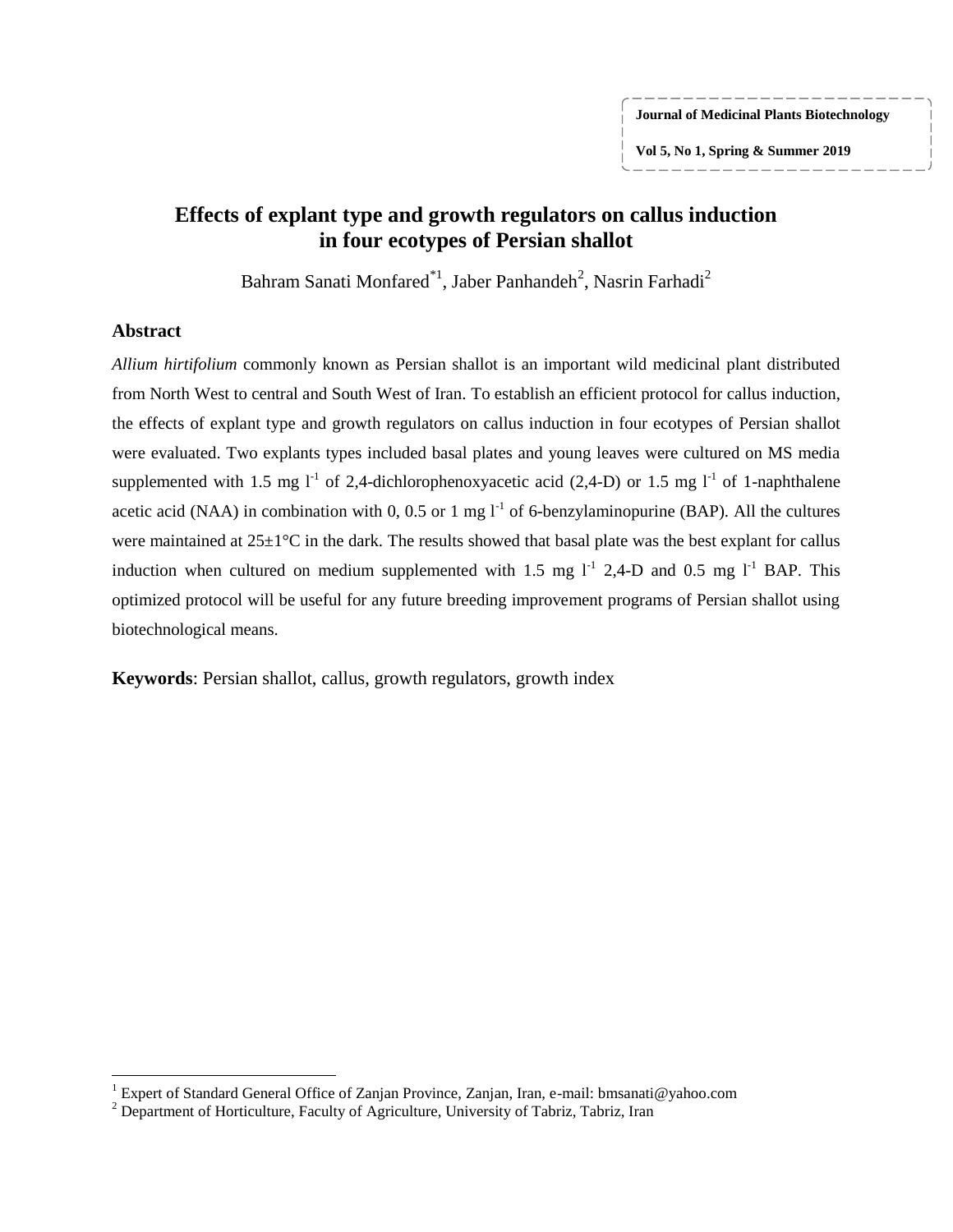# Effects of explant type and growth regulators on callus induction in four ecotypes of Persian shallot

Bahram Sanati Monfared[*1], Jaber Panhandeh[2], Nasrin Farhadi[2]

## Abstract

*Allium hirtifolium* commonly known as Persian shallot is an important wild medicinal plant distributed from North West to central and South West of Iran. To establish an efficient protocol for callus induction, the effects of explant type and growth regulators on callus induction in four ecotypes of Persian shallot were evaluated. Two explants types included basal plates and young leaves were cultured on MS media supplemented with 1.5 mg $l^{-1}$ of 2,4-dichlorophenoxyacetic acid (2,4-D) or 1.5 mg $l^{-1}$ of 1-naphthalene acetic acid (NAA) in combination with 0, 0.5 or 1 mg $l^{-1}$ of 6-benzylaminopurine (BAP). All the cultures were maintained at 25±1°C in the dark. The results showed that basal plate was the best explant for callus induction when cultured on medium supplemented with 1.5 mg $l^{-1}$ 2,4-D and 0.5 mg $l^{-1}$ BAP. This optimized protocol will be useful for any future breeding improvement programs of Persian shallot using biotechnological means.

**Keywords**: Persian shallot, callus, growth regulators, growth index

---

[1] Expert of Standard General Office of Zanjan Province, Zanjan, Iran, e-mail: bmsanati@yahoo.com

[2] Department of Horticulture, Faculty of Agriculture, University of Tabriz, Tabriz, Iran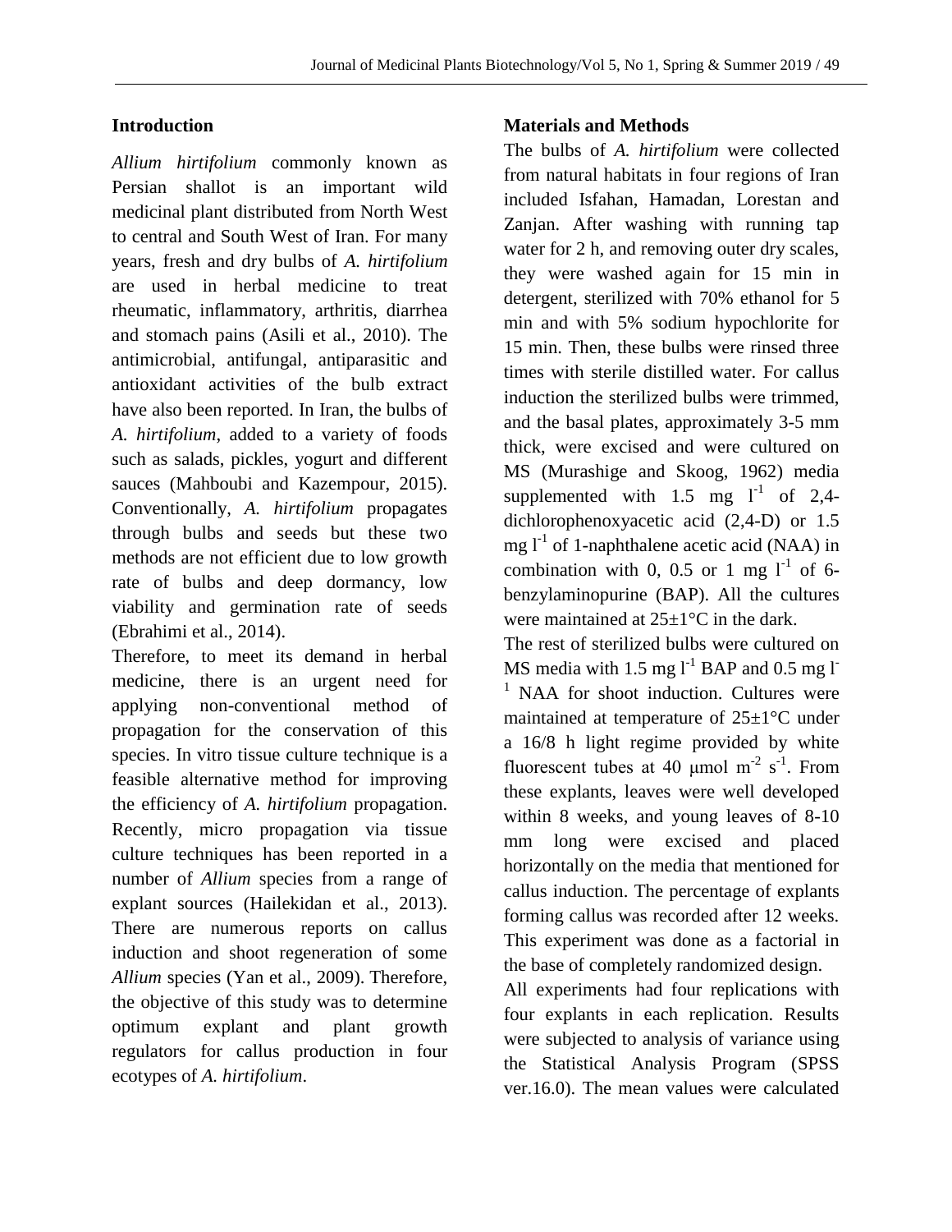## Introduction

*Allium hirtifolium* commonly known as Persian shallot is an important wild medicinal plant distributed from North West to central and South West of Iran. For many years, fresh and dry bulbs of *A. hirtifolium* are used in herbal medicine to treat rheumatic, inflammatory, arthritis, diarrhea and stomach pains (Asili et al., 2010). The antimicrobial, antifungal, antiparasitic and antioxidant activities of the bulb extract have also been reported. In Iran, the bulbs of *A. hirtifolium*, added to a variety of foods such as salads, pickles, yogurt and different sauces (Mahboubi and Kazempour, 2015). Conventionally, *A. hirtifolium* propagates through bulbs and seeds but these two methods are not efficient due to low growth rate of bulbs and deep dormancy, low viability and germination rate of seeds (Ebrahimi et al., 2014).

Therefore, to meet its demand in herbal medicine, there is an urgent need for applying non-conventional method of propagation for the conservation of this species. In vitro tissue culture technique is a feasible alternative method for improving the efficiency of *A. hirtifolium* propagation. Recently, micro propagation via tissue culture techniques has been reported in a number of *Allium* species from a range of explant sources (Hailekidan et al., 2013). There are numerous reports on callus induction and shoot regeneration of some *Allium* species (Yan et al., 2009). Therefore, the objective of this study was to determine optimum explant and plant growth regulators for callus production in four ecotypes of *A. hirtifolium*.

## Materials and Methods

The bulbs of *A. hirtifolium* were collected from natural habitats in four regions of Iran included Isfahan, Hamadan, Lorestan and Zanjan. After washing with running tap water for 2 h, and removing outer dry scales, they were washed again for 15 min in detergent, sterilized with 70% ethanol for 5 min and with 5% sodium hypochlorite for 15 min. Then, these bulbs were rinsed three times with sterile distilled water. For callus induction the sterilized bulbs were trimmed, and the basal plates, approximately 3-5 mm thick, were excised and were cultured on MS (Murashige and Skoog, 1962) media supplemented with 1.5 mg $l^{-1}$ of 2,4-dichlorophenoxyacetic acid (2,4-D) or 1.5 mg $l^{-1}$ of 1-naphthalene acetic acid (NAA) in combination with 0, 0.5 or 1 mg $l^{-1}$ of 6-benzylaminopurine (BAP). All the cultures were maintained at 25±1°C in the dark.

The rest of sterilized bulbs were cultured on MS media with 1.5 mg $l^{-1}$ BAP and 0.5 mg $l^{-1}$ NAA for shoot induction. Cultures were maintained at temperature of 25±1°C under a 16/8 h light regime provided by white fluorescent tubes at 40 μmol $m^{-2}$ $s^{-1}$. From these explants, leaves were well developed within 8 weeks, and young leaves of 8-10 mm long were excised and placed horizontally on the media that mentioned for callus induction. The percentage of explants forming callus was recorded after 12 weeks. This experiment was done as a factorial in the base of completely randomized design.

All experiments had four replications with four explants in each replication. Results were subjected to analysis of variance using the Statistical Analysis Program (SPSS ver.16.0). The mean values were calculated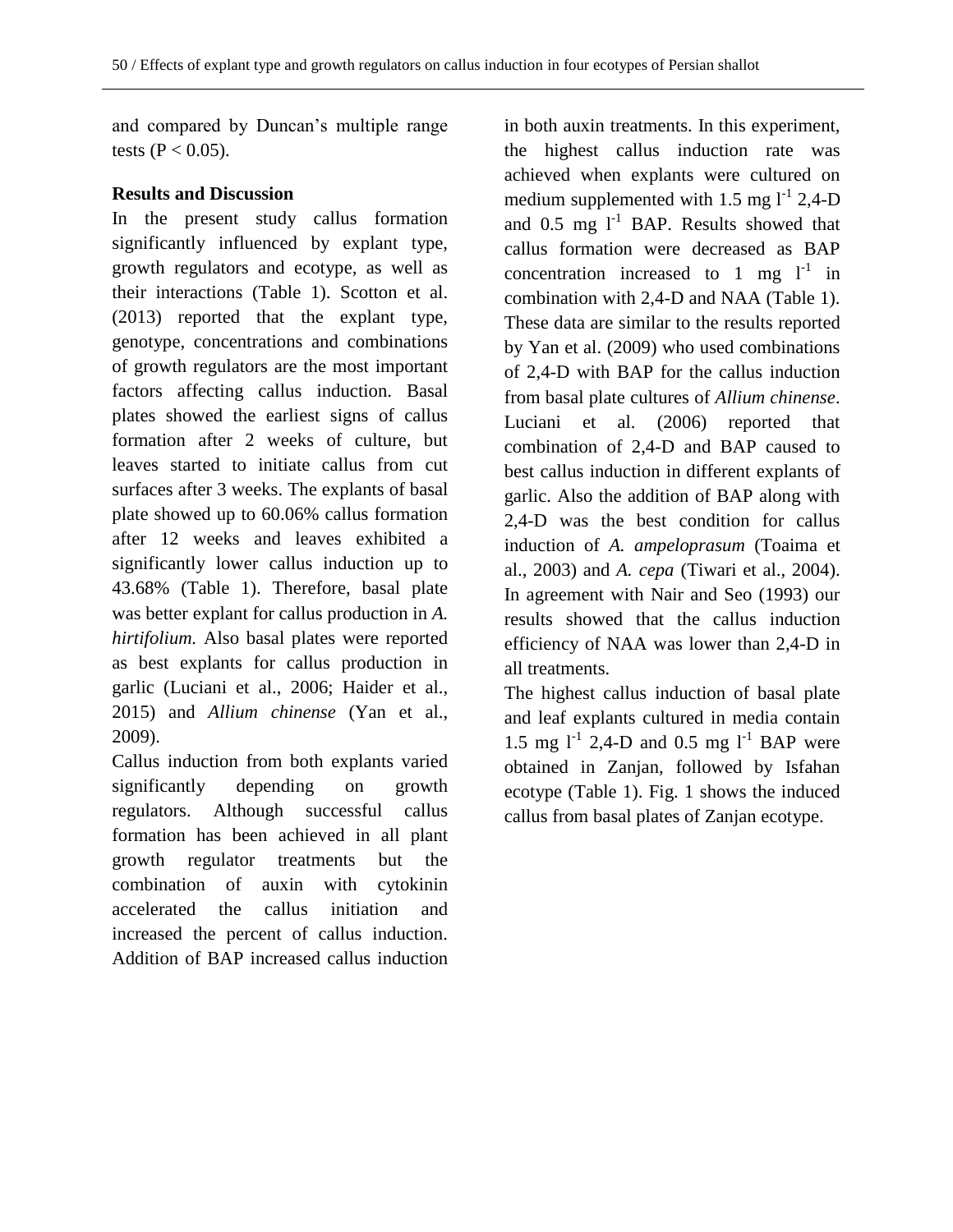and compared by Duncan's multiple range tests ($P < 0.05$).

**Results and Discussion**

In the present study callus formation significantly influenced by explant type, growth regulators and ecotype, as well as their interactions (Table 1). Scotton et al. (2013) reported that the explant type, genotype, concentrations and combinations of growth regulators are the most important factors affecting callus induction. Basal plates showed the earliest signs of callus formation after 2 weeks of culture, but leaves started to initiate callus from cut surfaces after 3 weeks. The explants of basal plate showed up to 60.06% callus formation after 12 weeks and leaves exhibited a significantly lower callus induction up to 43.68% (Table 1). Therefore, basal plate was better explant for callus production in *A. hirtifolium.* Also basal plates were reported as best explants for callus production in garlic (Luciani et al., 2006; Haider et al., 2015) and *Allium chinense* (Yan et al., 2009).

Callus induction from both explants varied significantly depending on growth regulators. Although successful callus formation has been achieved in all plant growth regulator treatments but the combination of auxin with cytokinin accelerated the callus initiation and increased the percent of callus induction. Addition of BAP increased callus induction in both auxin treatments. In this experiment, the highest callus induction rate was achieved when explants were cultured on medium supplemented with 1.5 mg $l^{-1}$ 2,4-D and 0.5 mg $l^{-1}$ BAP. Results showed that callus formation were decreased as BAP concentration increased to 1 mg $l^{-1}$ in combination with 2,4-D and NAA (Table 1). These data are similar to the results reported by Yan et al. (2009) who used combinations of 2,4-D with BAP for the callus induction from basal plate cultures of *Allium chinense*. Luciani et al. (2006) reported that combination of 2,4-D and BAP caused to best callus induction in different explants of garlic. Also the addition of BAP along with 2,4-D was the best condition for callus induction of *A. ampeloprasum* (Toaima et al., 2003) and *A. cepa* (Tiwari et al., 2004). In agreement with Nair and Seo (1993) our results showed that the callus induction efficiency of NAA was lower than 2,4-D in all treatments.

The highest callus induction of basal plate and leaf explants cultured in media contain 1.5 mg $l^{-1}$ 2,4-D and 0.5 mg $l^{-1}$ BAP were obtained in Zanjan, followed by Isfahan ecotype (Table 1). Fig. 1 shows the induced callus from basal plates of Zanjan ecotype.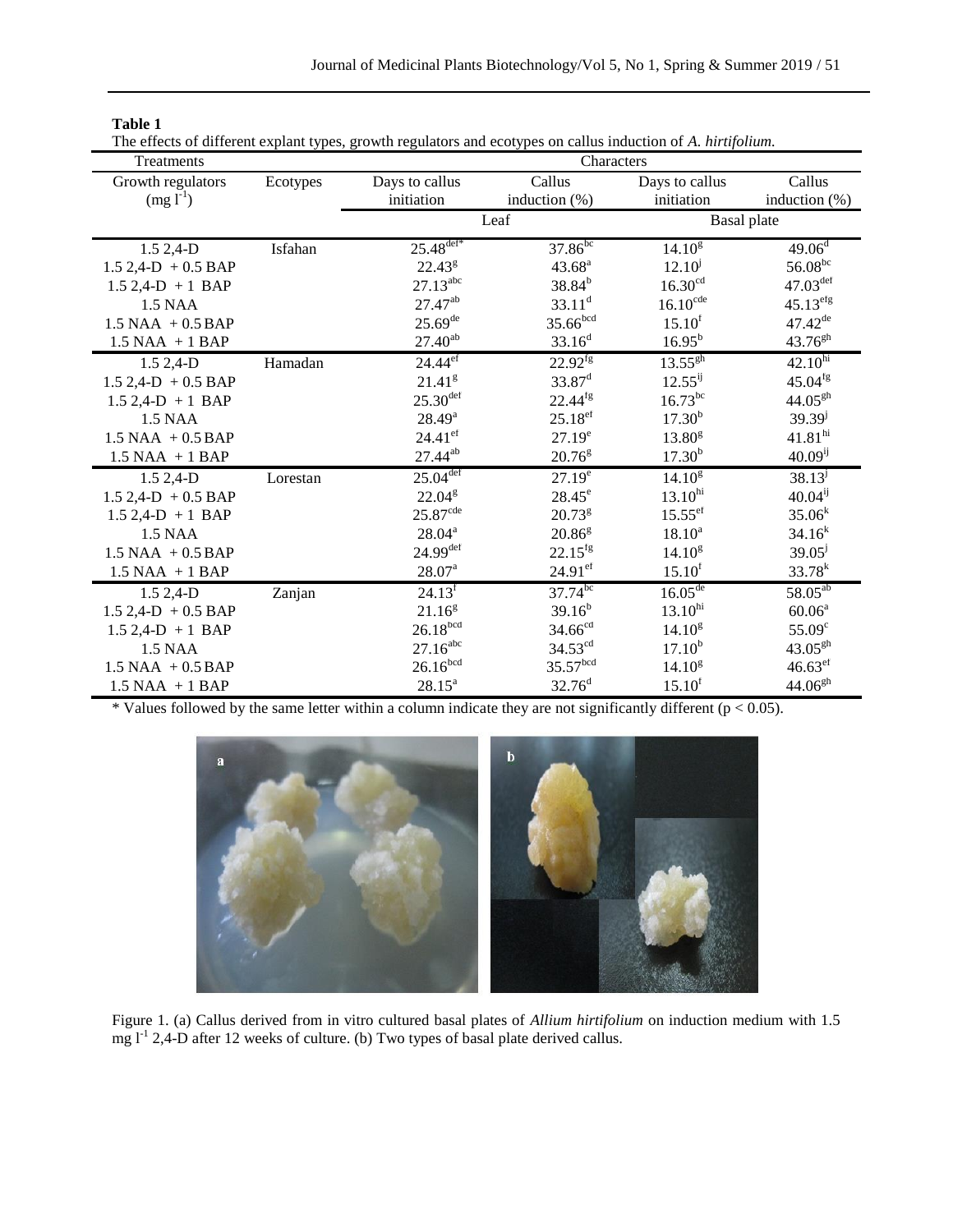**Table 1**

The effects of different explant types, growth regulators and ecotypes on callus induction of *A. hirtifolium.*

| Treatments | | Characters | | | |
|---|---|---|---|---|---|
| Growth regulators (mg $l^{-1}$) | Ecotypes | Days to callus initiation | Callus induction (%) | Days to callus initiation | Callus induction (%) |
| | | Leaf | | Basal plate | |
| 1.5 2,4-D | Isfahan | $25.48^{def*}$ | $37.86^{bc}$ | $14.10^{g}$ | $49.06^{d}$ |
| 1.5 2,4-D + 0.5 BAP | | $22.43^{g}$ | $43.68^{a}$ | $12.10^{j}$ | $56.08^{bc}$ |
| 1.5 2,4-D + 1 BAP | | $27.13^{abc}$ | $38.84^{b}$ | $16.30^{cd}$ | $47.03^{def}$ |
| 1.5 NAA | | $27.47^{ab}$ | $33.11^{d}$ | $16.10^{cde}$ | $45.13^{efg}$ |
| 1.5 NAA + 0.5 BAP | | $25.69^{de}$ | $35.66^{bcd}$ | $15.10^{f}$ | $47.42^{de}$ |
| 1.5 NAA + 1 BAP | | $27.40^{ab}$ | $33.16^{d}$ | $16.95^{b}$ | $43.76^{gh}$ |
| 1.5 2,4-D | Hamadan | $24.44^{ef}$ | $22.92^{fg}$ | $13.55^{gh}$ | $42.10^{hi}$ |
| 1.5 2,4-D + 0.5 BAP | | $21.41^{g}$ | $33.87^{d}$ | $12.55^{ij}$ | $45.04^{fg}$ |
| 1.5 2,4-D + 1 BAP | | $25.30^{def}$ | $22.44^{fg}$ | $16.73^{bc}$ | $44.05^{gh}$ |
| 1.5 NAA | | $28.49^{a}$ | $25.18^{ef}$ | $17.30^{b}$ | $39.39^{j}$ |
| 1.5 NAA + 0.5 BAP | | $24.41^{ef}$ | $27.19^{e}$ | $13.80^{g}$ | $41.81^{hi}$ |
| 1.5 NAA + 1 BAP | | $27.44^{ab}$ | $20.76^{g}$ | $17.30^{b}$ | $40.09^{ij}$ |
| 1.5 2,4-D | Lorestan | $25.04^{def}$ | $27.19^{e}$ | $14.10^{g}$ | $38.13^{j}$ |
| 1.5 2,4-D + 0.5 BAP | | $22.04^{g}$ | $28.45^{e}$ | $13.10^{hi}$ | $40.04^{ij}$ |
| 1.5 2,4-D + 1 BAP | | $25.87^{cde}$ | $20.73^{g}$ | $15.55^{ef}$ | $35.06^{k}$ |
| 1.5 NAA | | $28.04^{a}$ | $20.86^{g}$ | $18.10^{a}$ | $34.16^{k}$ |
| 1.5 NAA + 0.5 BAP | | $24.99^{def}$ | $22.15^{fg}$ | $14.10^{g}$ | $39.05^{j}$ |
| 1.5 NAA + 1 BAP | | $28.07^{a}$ | $24.91^{ef}$ | $15.10^{f}$ | $33.78^{k}$ |
| 1.5 2,4-D | Zanjan | $24.13^{f}$ | $37.74^{bc}$ | $16.05^{de}$ | $58.05^{ab}$ |
| 1.5 2,4-D + 0.5 BAP | | $21.16^{g}$ | $39.16^{b}$ | $13.10^{hi}$ | $60.06^{a}$ |
| 1.5 2,4-D + 1 BAP | | $26.18^{bcd}$ | $34.66^{cd}$ | $14.10^{g}$ | $55.09^{c}$ |
| 1.5 NAA | | $27.16^{abc}$ | $34.53^{cd}$ | $17.10^{b}$ | $43.05^{gh}$ |
| 1.5 NAA + 0.5 BAP | | $26.16^{bcd}$ | $35.57^{bcd}$ | $14.10^{g}$ | $46.63^{ef}$ |
| 1.5 NAA + 1 BAP | | $28.15^{a}$ | $32.76^{d}$ | $15.10^{f}$ | $44.06^{gh}$ |

\* Values followed by the same letter within a column indicate they are not significantly different ($p < 0.05$).

Figure 1. (a) Callus derived from in vitro cultured basal plates of *Allium hirtifolium* on induction medium with 1.5 mg $l^{-1}$ 2,4-D after 12 weeks of culture. (b) Two types of basal plate derived callus.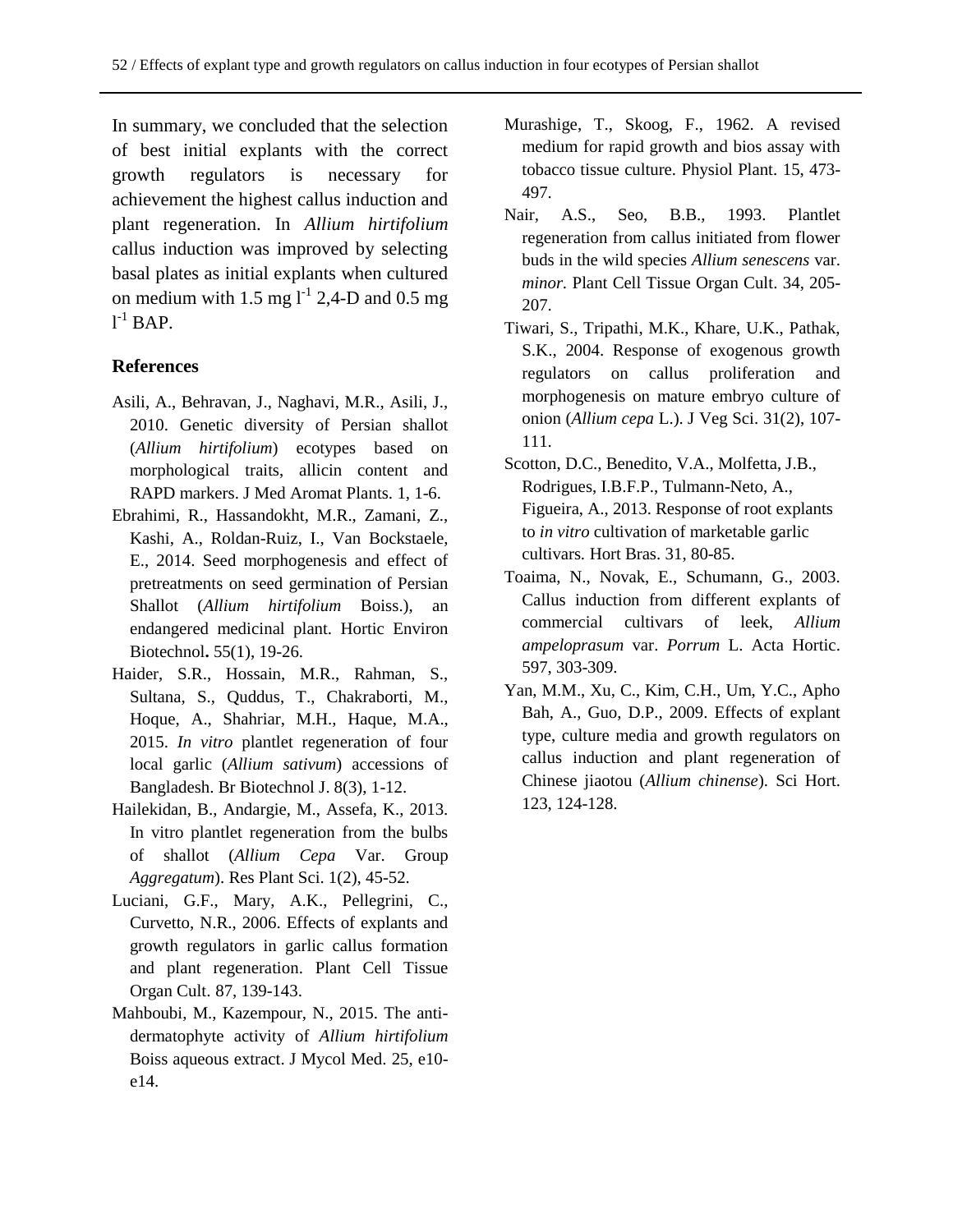In summary, we concluded that the selection of best initial explants with the correct growth regulators is necessary for achievement the highest callus induction and plant regeneration. In *Allium hirtifolium* callus induction was improved by selecting basal plates as initial explants when cultured on medium with 1.5 mg $l^{-1}$ 2,4-D and 0.5 mg $l^{-1}$ BAP.

## References

Asili, A., Behravan, J., Naghavi, M.R., Asili, J., 2010. Genetic diversity of Persian shallot (*Allium hirtifolium*) ecotypes based on morphological traits, allicin content and RAPD markers. J Med Aromat Plants. 1, 1-6.

Ebrahimi, R., Hassandokht, M.R., Zamani, Z., Kashi, A., Roldan-Ruiz, I., Van Bockstaele, E., 2014. Seed morphogenesis and effect of pretreatments on seed germination of Persian Shallot (*Allium hirtifolium* Boiss.), an endangered medicinal plant. Hortic Environ Biotechnol**.** 55(1), 19-26.

Haider, S.R., Hossain, M.R., Rahman, S., Sultana, S., Quddus, T., Chakraborti, M., Hoque, A., Shahriar, M.H., Haque, M.A., 2015. *In vitro* plantlet regeneration of four local garlic (*Allium sativum*) accessions of Bangladesh. Br Biotechnol J. 8(3), 1-12.

Hailekidan, B., Andargie, M., Assefa, K., 2013. In vitro plantlet regeneration from the bulbs of shallot (*Allium Cepa* Var. Group *Aggregatum*). Res Plant Sci. 1(2), 45-52.

Luciani, G.F., Mary, A.K., Pellegrini, C., Curvetto, N.R., 2006. Effects of explants and growth regulators in garlic callus formation and plant regeneration. Plant Cell Tissue Organ Cult. 87, 139-143.

Mahboubi, M., Kazempour, N., 2015. The anti-dermatophyte activity of *Allium hirtifolium* Boiss aqueous extract. J Mycol Med. 25, e10-e14.

Murashige, T., Skoog, F., 1962. A revised medium for rapid growth and bios assay with tobacco tissue culture. Physiol Plant. 15, 473-497.

Nair, A.S., Seo, B.B., 1993. Plantlet regeneration from callus initiated from flower buds in the wild species *Allium senescens* var. *minor.* Plant Cell Tissue Organ Cult. 34, 205-207.

Tiwari, S., Tripathi, M.K., Khare, U.K., Pathak, S.K., 2004. Response of exogenous growth regulators on callus proliferation and morphogenesis on mature embryo culture of onion (*Allium cepa* L.). J Veg Sci. 31(2), 107-111.

Scotton, D.C., Benedito, V.A., Molfetta, J.B., Rodrigues, I.B.F.P., Tulmann-Neto, A., Figueira, A., 2013. Response of root explants to *in vitro* cultivation of marketable garlic cultivars. Hort Bras. 31, 80-85.

Toaima, N., Novak, E., Schumann, G., 2003. Callus induction from different explants of commercial cultivars of leek, *Allium ampeloprasum* var. *Porrum* L. Acta Hortic. 597, 303-309.

Yan, M.M., Xu, C., Kim, C.H., Um, Y.C., Apho Bah, A., Guo, D.P., 2009. Effects of explant type, culture media and growth regulators on callus induction and plant regeneration of Chinese jiaotou (*Allium chinense*). Sci Hort. 123, 124-128.